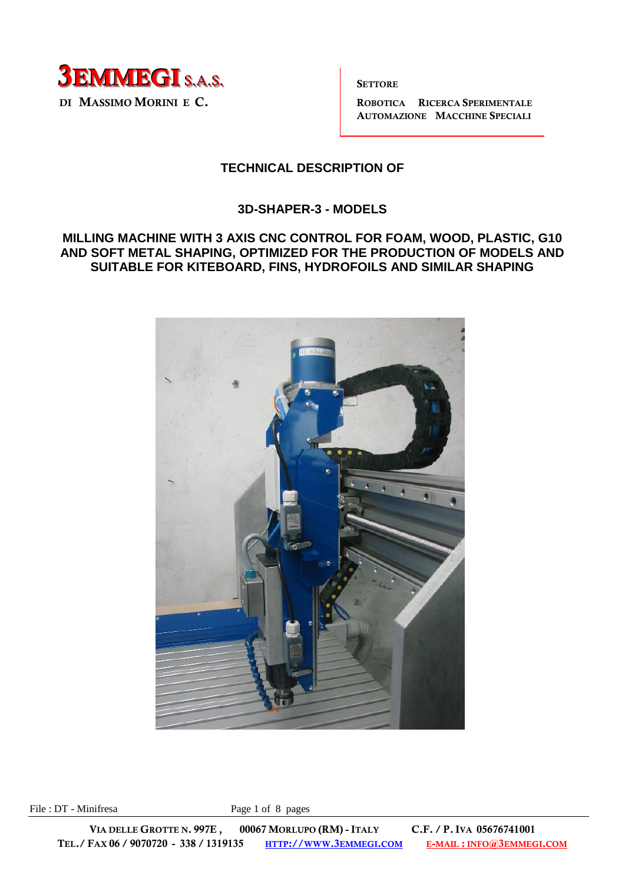**3EMMEGI S.A.S.**
DI MASSIMO MORINI E C.

SETTORE

ROBOTICA RICERCA SPERIMENTALE
AUTOMAZIONE MACCHINE SPECIALI

# TECHNICAL DESCRIPTION OF

## 3D-SHAPER-3 - MODELS

## MILLING MACHINE WITH 3 AXIS CNC CONTROL FOR FOAM, WOOD, PLASTIC, G10 AND SOFT METAL SHAPING, OPTIMIZED FOR THE PRODUCTION OF MODELS AND SUITABLE FOR KITEBOARD, FINS, HYDROFOILS AND SIMILAR SHAPING

File : DT - Minifresa

VIA DELLE GROTTE N. 997E , 00067 MORLUPO (RM) - ITALY C.F. / P. IVA 05676741001
TEL./ FAX 06 / 9070720 - 338 / 1319135 HTTP://WWW.3EMMEGI.COM E-MAIL : INFO@3EMMEGI.COM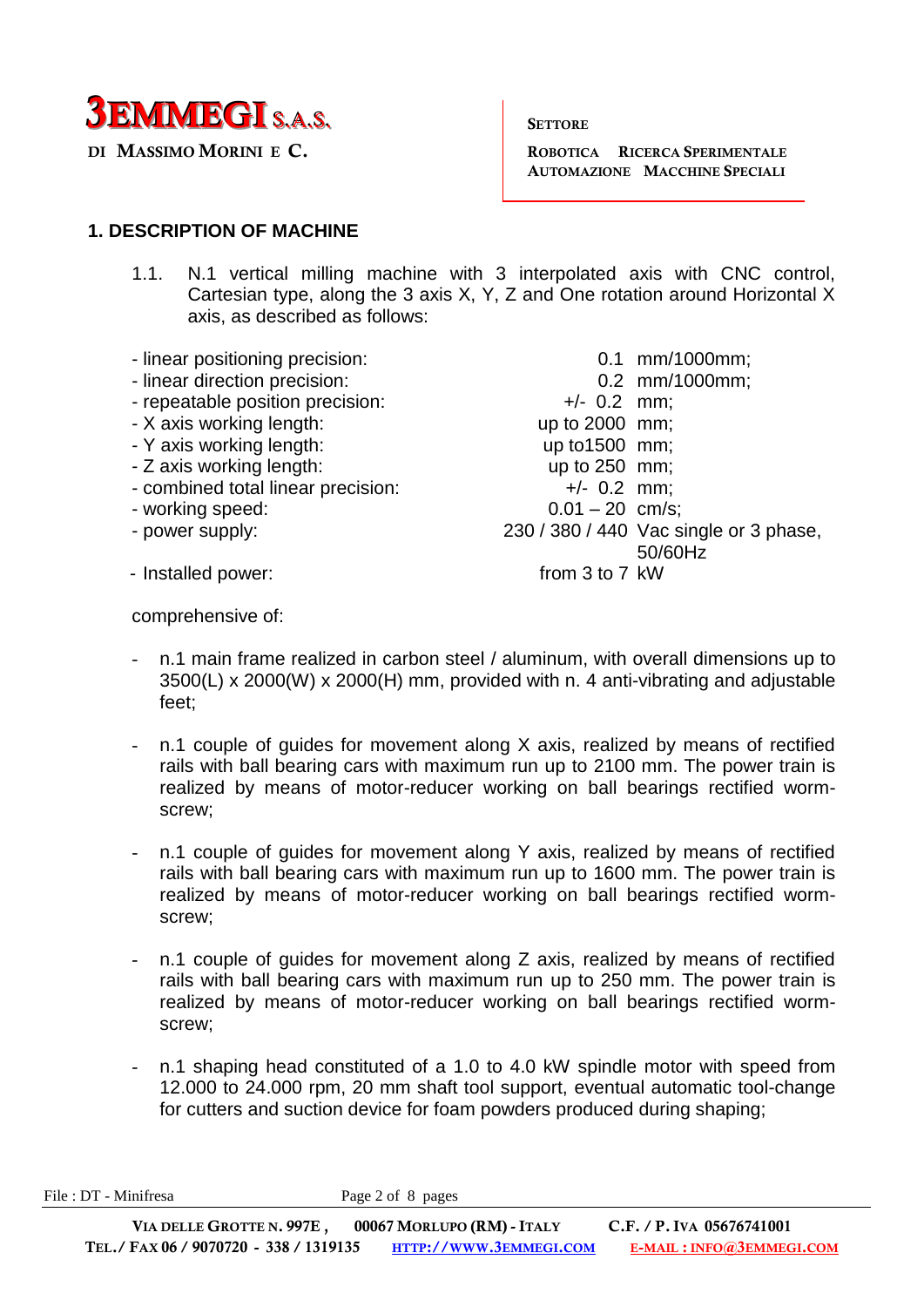## 1. DESCRIPTION OF MACHINE

1.1. N.1 vertical milling machine with 3 interpolated axis with CNC control, Cartesian type, along the 3 axis X, Y, Z and One rotation around Horizontal X axis, as described as follows:

| | | |
|---|---|---|
| - linear positioning precision: | 0.1 | mm/1000mm; |
| - linear direction precision: | 0.2 | mm/1000mm; |
| - repeatable position precision: | +/- 0.2 | mm; |
| - X axis working length: | up to 2000 | mm; |
| - Y axis working length: | up to1500 | mm; |
| - Z axis working length: | up to 250 | mm; |
| - combined total linear precision: | +/- 0.2 | mm; |
| - working speed: | 0.01 – 20 | cm/s; |
| - power supply: | 230 / 380 / 440 | Vac single or 3 phase, 50/60Hz |
| - Installed power: | from 3 to 7 | kW |

comprehensive of:

- n.1 main frame realized in carbon steel / aluminum, with overall dimensions up to 3500(L) x 2000(W) x 2000(H) mm, provided with n. 4 anti-vibrating and adjustable feet;

- n.1 couple of guides for movement along X axis, realized by means of rectified rails with ball bearing cars with maximum run up to 2100 mm. The power train is realized by means of motor-reducer working on ball bearings rectified worm-screw;

- n.1 couple of guides for movement along Y axis, realized by means of rectified rails with ball bearing cars with maximum run up to 1600 mm. The power train is realized by means of motor-reducer working on ball bearings rectified worm-screw;

- n.1 couple of guides for movement along Z axis, realized by means of rectified rails with ball bearing cars with maximum run up to 250 mm. The power train is realized by means of motor-reducer working on ball bearings rectified worm-screw;

- n.1 shaping head constituted of a 1.0 to 4.0 kW spindle motor with speed from 12.000 to 24.000 rpm, 20 mm shaft tool support, eventual automatic tool-change for cutters and suction device for foam powders produced during shaping;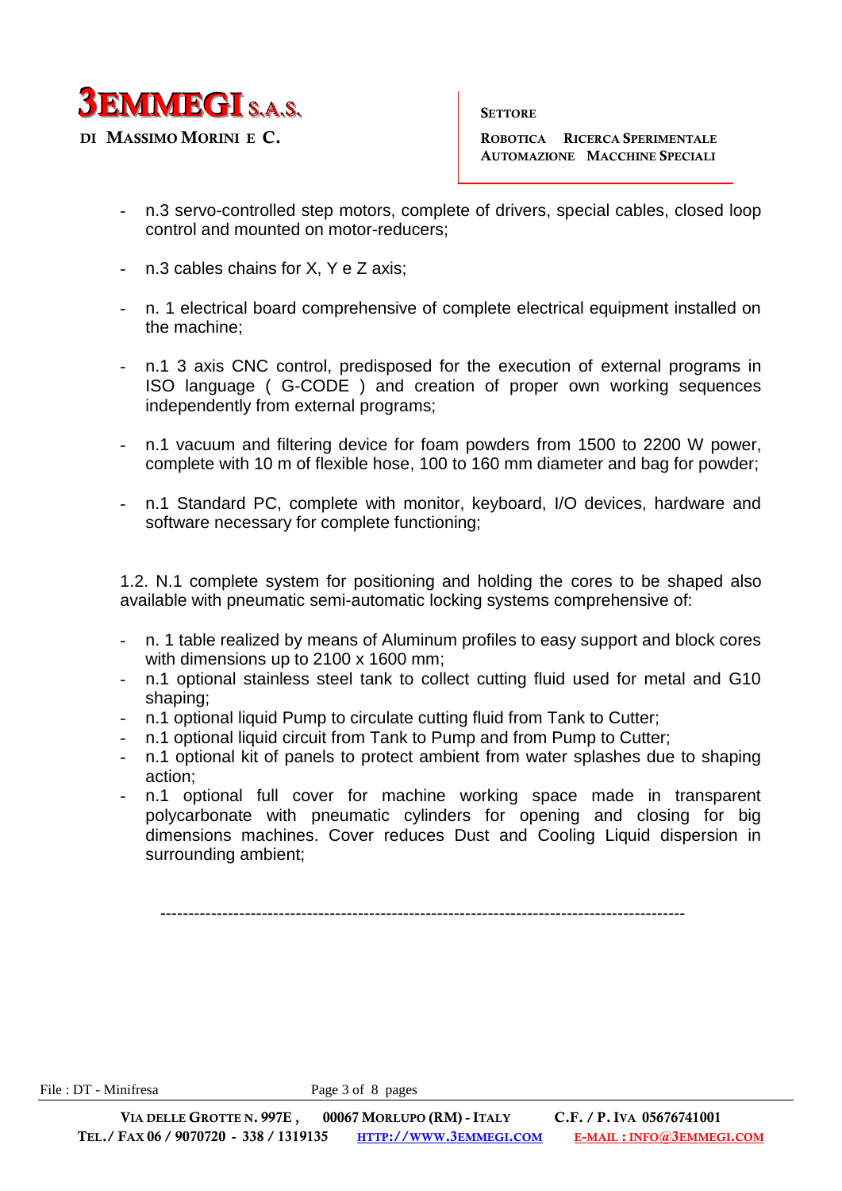- n.3 servo-controlled step motors, complete of drivers, special cables, closed loop control and mounted on motor-reducers;

- n.3 cables chains for X, Y e Z axis;

- n. 1 electrical board comprehensive of complete electrical equipment installed on the machine;

- n.1 3 axis CNC control, predisposed for the execution of external programs in ISO language ( G-CODE ) and creation of proper own working sequences independently from external programs;

- n.1 vacuum and filtering device for foam powders from 1500 to 2200 W power, complete with 10 m of flexible hose, 100 to 160 mm diameter and bag for powder;

- n.1 Standard PC, complete with monitor, keyboard, I/O devices, hardware and software necessary for complete functioning;

1.2. N.1 complete system for positioning and holding the cores to be shaped also available with pneumatic semi-automatic locking systems comprehensive of:

- n. 1 table realized by means of Aluminum profiles to easy support and block cores with dimensions up to 2100 x 1600 mm;
- n.1 optional stainless steel tank to collect cutting fluid used for metal and G10 shaping;
- n.1 optional liquid Pump to circulate cutting fluid from Tank to Cutter;
- n.1 optional liquid circuit from Tank to Pump and from Pump to Cutter;
- n.1 optional kit of panels to protect ambient from water splashes due to shaping action;
- n.1 optional full cover for machine working space made in transparent polycarbonate with pneumatic cylinders for opening and closing for big dimensions machines. Cover reduces Dust and Cooling Liquid dispersion in surrounding ambient;

---------------------------------------------------------------------------------------------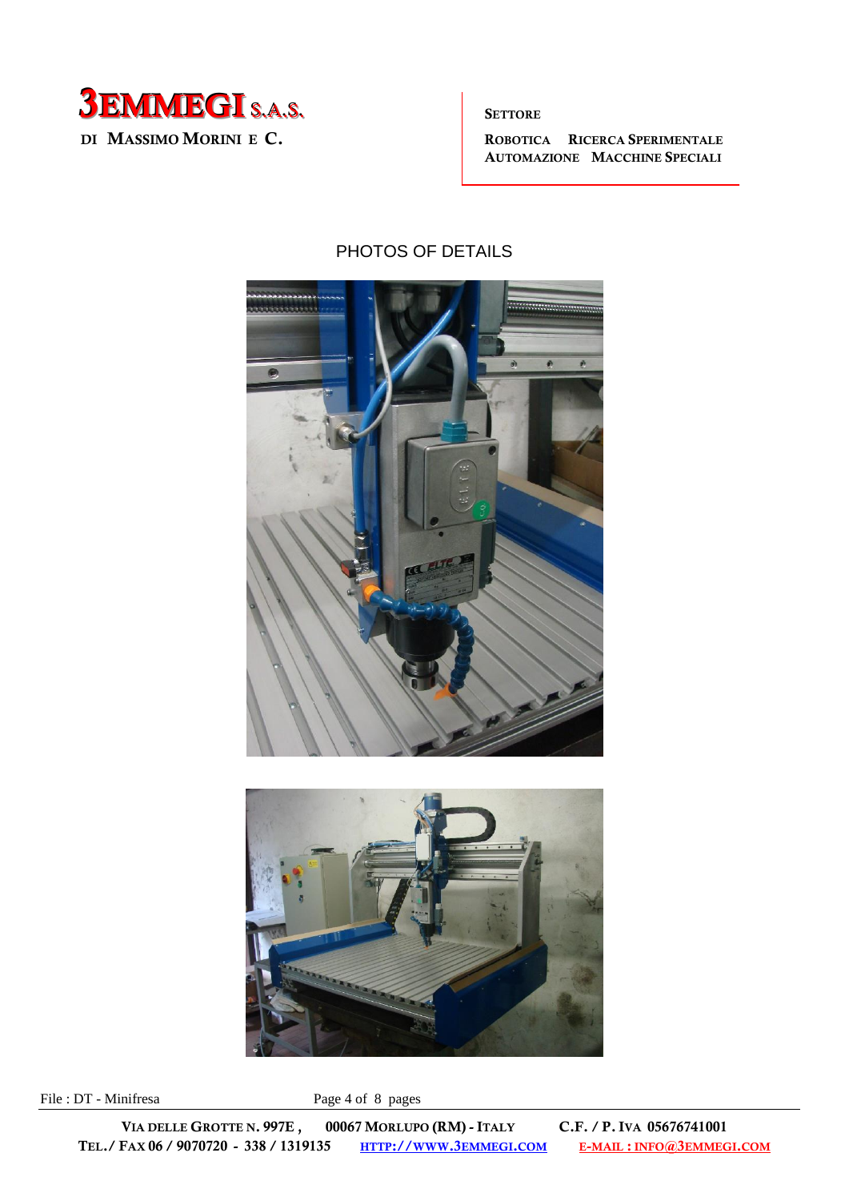PHOTOS OF DETAILS